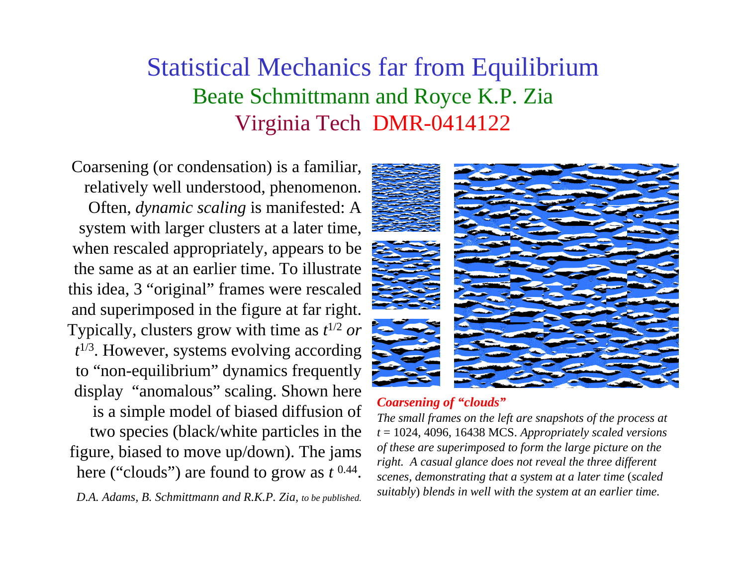# Statistical Mechanics far from Equilibrium

## Beate Schmittmann and Royce K.P. Zia

## Virginia Tech DMR-0414122

Coarsening (or condensation) is a familiar, relatively well understood, phenomenon. Often, *dynamic scaling* is manifested: A system with larger clusters at a later time, when rescaled appropriately, appears to be the same as at an earlier time. To illustrate this idea, 3 "original" frames were rescaled and superimposed in the figure at far right. Typically, clusters grow with time as $t^{1/2}$ *or* $t^{1/3}$. However, systems evolving according to "non-equilibrium" dynamics frequently display "anomalous" scaling. Shown here is a simple model of biased diffusion of two species (black/white particles in the figure, biased to move up/down). The jams here ("clouds") are found to grow as $t^{0.44}$.

*D.A. Adams, B. Schmittmann and R.K.P. Zia, to be published.*

***Coarsening of "clouds"***

*The small frames on the left are snapshots of the process at* $t$ = 1024, 4096, 16438 MCS. *Appropriately scaled versions of these are superimposed to form the large picture on the right. A casual glance does not reveal the three different scenes, demonstrating that a system at a later time (scaled suitably) blends in well with the system at an earlier time.*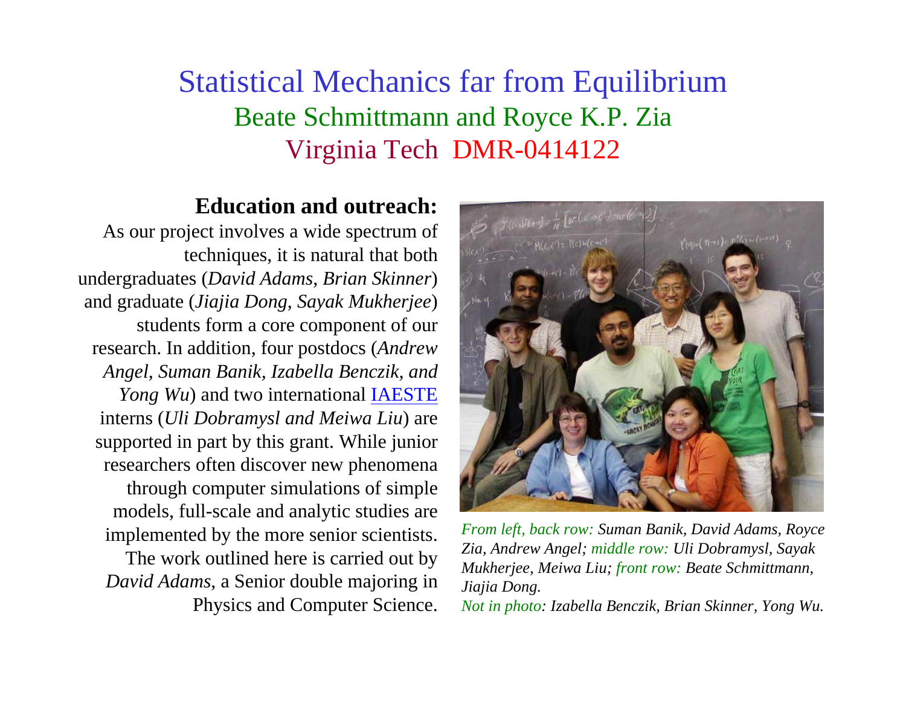# Statistical Mechanics far from Equilibrium

## Beate Schmittmann and Royce K.P. Zia

## Virginia Tech DMR-0414122

**Education and outreach:**

As our project involves a wide spectrum of techniques, it is natural that both undergraduates (*David Adams*, *Brian Skinner*) and graduate (*Jiajia Dong*, *Sayak Mukherjee*) students form a core component of our research. In addition, four postdocs (*Andrew Angel, Suman Banik, Izabella Benczik, and Yong Wu*) and two international IAESTE interns (*Uli Dobramysl and Meiwa Liu*) are supported in part by this grant. While junior researchers often discover new phenomena through computer simulations of simple models, full-scale and analytic studies are implemented by the more senior scientists. The work outlined here is carried out by *David Adams*, a Senior double majoring in Physics and Computer Science.

*From left, back row: Suman Banik, David Adams, Royce Zia, Andrew Angel; middle row: Uli Dobramysl, Sayak Mukherjee, Meiwa Liu; front row: Beate Schmittmann, Jiajia Dong.*

*Not in photo: Izabella Benczik, Brian Skinner, Yong Wu.*